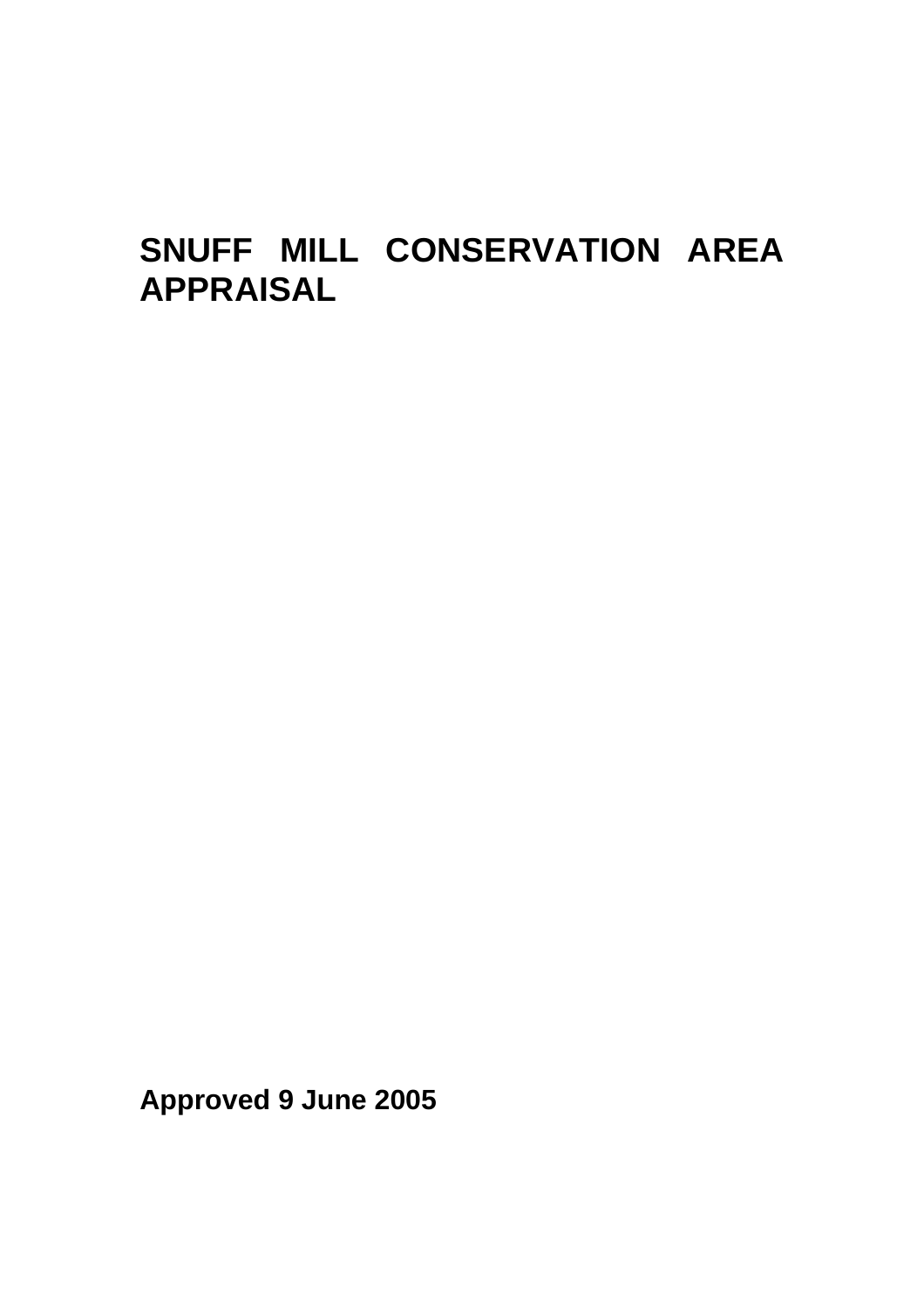# SNUFF MILL CONSERVATION AREA APPRAISAL

**Approved 9 June 2005**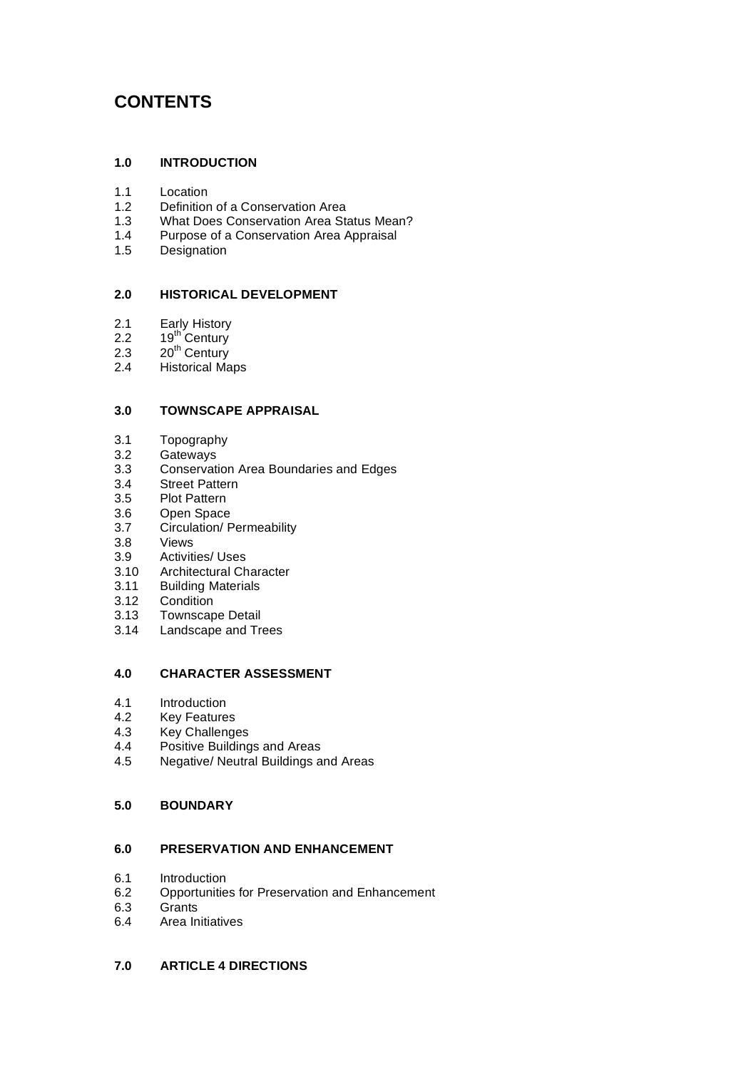# CONTENTS

## 1.0 INTRODUCTION

- 1.1 Location
- 1.2 Definition of a Conservation Area
- 1.3 What Does Conservation Area Status Mean?
- 1.4 Purpose of a Conservation Area Appraisal
- 1.5 Designation

## 2.0 HISTORICAL DEVELOPMENT

- 2.1 Early History
- 2.2 19th Century
- 2.3 20th Century
- 2.4 Historical Maps

## 3.0 TOWNSCAPE APPRAISAL

- 3.1 Topography
- 3.2 Gateways
- 3.3 Conservation Area Boundaries and Edges
- 3.4 Street Pattern
- 3.5 Plot Pattern
- 3.6 Open Space
- 3.7 Circulation/ Permeability
- 3.8 Views
- 3.9 Activities/ Uses
- 3.10 Architectural Character
- 3.11 Building Materials
- 3.12 Condition
- 3.13 Townscape Detail
- 3.14 Landscape and Trees

## 4.0 CHARACTER ASSESSMENT

- 4.1 Introduction
- 4.2 Key Features
- 4.3 Key Challenges
- 4.4 Positive Buildings and Areas
- 4.5 Negative/ Neutral Buildings and Areas

## 5.0 BOUNDARY

## 6.0 PRESERVATION AND ENHANCEMENT

- 6.1 Introduction
- 6.2 Opportunities for Preservation and Enhancement
- 6.3 Grants
- 6.4 Area Initiatives

## 7.0 ARTICLE 4 DIRECTIONS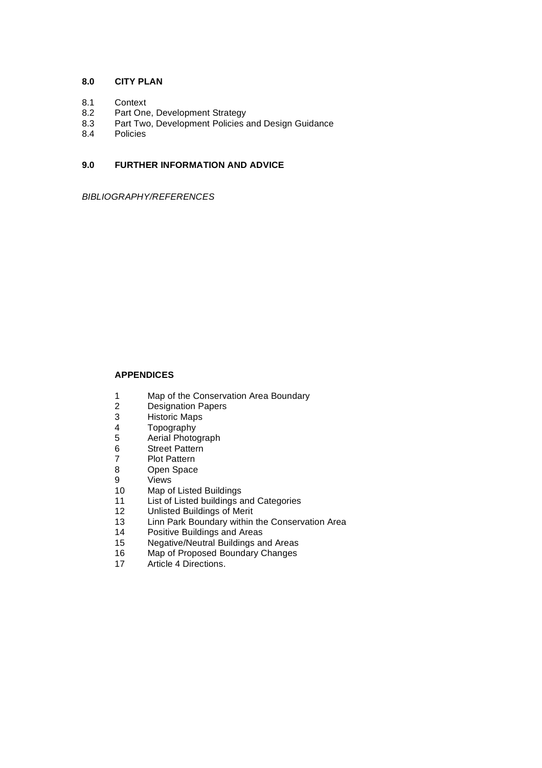**8.0 CITY PLAN**

8.1 Context
8.2 Part One, Development Strategy
8.3 Part Two, Development Policies and Design Guidance
8.4 Policies

**9.0 FURTHER INFORMATION AND ADVICE**

*BIBLIOGRAPHY/REFERENCES*

**APPENDICES**

1 Map of the Conservation Area Boundary
2 Designation Papers
3 Historic Maps
4 Topography
5 Aerial Photograph
6 Street Pattern
7 Plot Pattern
8 Open Space
9 Views
10 Map of Listed Buildings
11 List of Listed buildings and Categories
12 Unlisted Buildings of Merit
13 Linn Park Boundary within the Conservation Area
14 Positive Buildings and Areas
15 Negative/Neutral Buildings and Areas
16 Map of Proposed Boundary Changes
17 Article 4 Directions.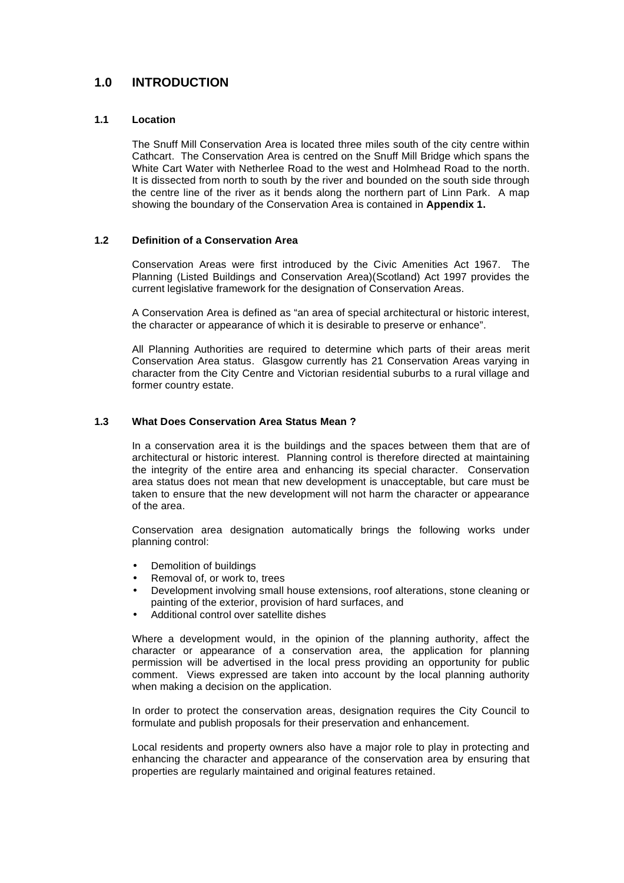# 1.0 INTRODUCTION

## 1.1 Location

The Snuff Mill Conservation Area is located three miles south of the city centre within Cathcart. The Conservation Area is centred on the Snuff Mill Bridge which spans the White Cart Water with Netherlee Road to the west and Holmhead Road to the north. It is dissected from north to south by the river and bounded on the south side through the centre line of the river as it bends along the northern part of Linn Park. A map showing the boundary of the Conservation Area is contained in **Appendix 1.**

## 1.2 Definition of a Conservation Area

Conservation Areas were first introduced by the Civic Amenities Act 1967. The Planning (Listed Buildings and Conservation Area)(Scotland) Act 1997 provides the current legislative framework for the designation of Conservation Areas.

A Conservation Area is defined as "an area of special architectural or historic interest, the character or appearance of which it is desirable to preserve or enhance".

All Planning Authorities are required to determine which parts of their areas merit Conservation Area status. Glasgow currently has 21 Conservation Areas varying in character from the City Centre and Victorian residential suburbs to a rural village and former country estate.

## 1.3 What Does Conservation Area Status Mean ?

In a conservation area it is the buildings and the spaces between them that are of architectural or historic interest. Planning control is therefore directed at maintaining the integrity of the entire area and enhancing its special character. Conservation area status does not mean that new development is unacceptable, but care must be taken to ensure that the new development will not harm the character or appearance of the area.

Conservation area designation automatically brings the following works under planning control:

- Demolition of buildings
- Removal of, or work to, trees
- Development involving small house extensions, roof alterations, stone cleaning or painting of the exterior, provision of hard surfaces, and
- Additional control over satellite dishes

Where a development would, in the opinion of the planning authority, affect the character or appearance of a conservation area, the application for planning permission will be advertised in the local press providing an opportunity for public comment. Views expressed are taken into account by the local planning authority when making a decision on the application.

In order to protect the conservation areas, designation requires the City Council to formulate and publish proposals for their preservation and enhancement.

Local residents and property owners also have a major role to play in protecting and enhancing the character and appearance of the conservation area by ensuring that properties are regularly maintained and original features retained.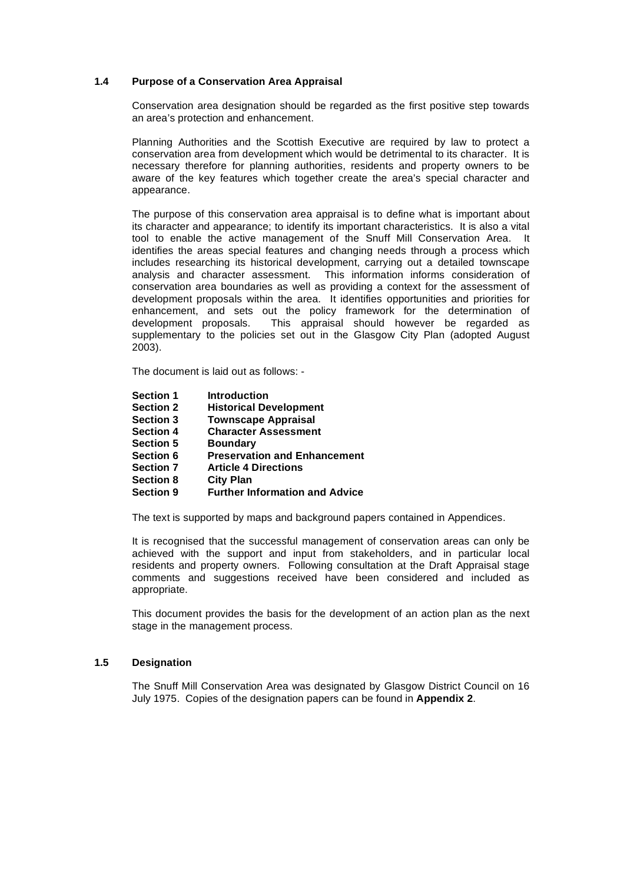### 1.4 Purpose of a Conservation Area Appraisal

Conservation area designation should be regarded as the first positive step towards an area's protection and enhancement.

Planning Authorities and the Scottish Executive are required by law to protect a conservation area from development which would be detrimental to its character. It is necessary therefore for planning authorities, residents and property owners to be aware of the key features which together create the area's special character and appearance.

The purpose of this conservation area appraisal is to define what is important about its character and appearance; to identify its important characteristics. It is also a vital tool to enable the active management of the Snuff Mill Conservation Area. It identifies the areas special features and changing needs through a process which includes researching its historical development, carrying out a detailed townscape analysis and character assessment. This information informs consideration of conservation area boundaries as well as providing a context for the assessment of development proposals within the area. It identifies opportunities and priorities for enhancement, and sets out the policy framework for the determination of development proposals. This appraisal should however be regarded as supplementary to the policies set out in the Glasgow City Plan (adopted August 2003).

The document is laid out as follows: -

**Section 1** **Introduction**
**Section 2** **Historical Development**
**Section 3** **Townscape Appraisal**
**Section 4** **Character Assessment**
**Section 5** **Boundary**
**Section 6** **Preservation and Enhancement**
**Section 7** **Article 4 Directions**
**Section 8** **City Plan**
**Section 9** **Further Information and Advice**

The text is supported by maps and background papers contained in Appendices.

It is recognised that the successful management of conservation areas can only be achieved with the support and input from stakeholders, and in particular local residents and property owners. Following consultation at the Draft Appraisal stage comments and suggestions received have been considered and included as appropriate.

This document provides the basis for the development of an action plan as the next stage in the management process.

### 1.5 Designation

The Snuff Mill Conservation Area was designated by Glasgow District Council on 16 July 1975. Copies of the designation papers can be found in **Appendix 2**.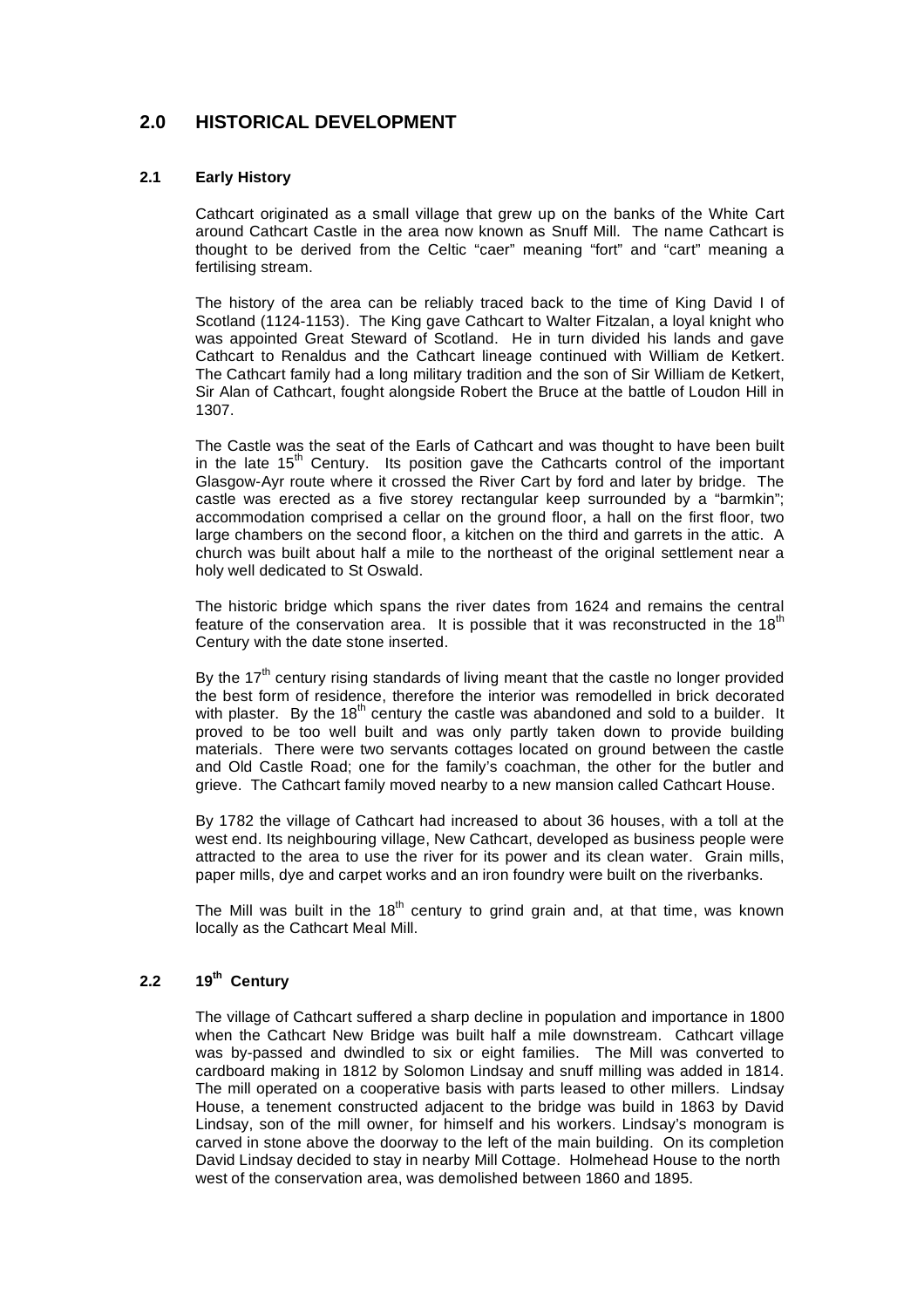## 2.0 HISTORICAL DEVELOPMENT

### 2.1 Early History

Cathcart originated as a small village that grew up on the banks of the White Cart around Cathcart Castle in the area now known as Snuff Mill. The name Cathcart is thought to be derived from the Celtic "caer" meaning "fort" and "cart" meaning a fertilising stream.

The history of the area can be reliably traced back to the time of King David I of Scotland (1124-1153). The King gave Cathcart to Walter Fitzalan, a loyal knight who was appointed Great Steward of Scotland. He in turn divided his lands and gave Cathcart to Renaldus and the Cathcart lineage continued with William de Ketkert. The Cathcart family had a long military tradition and the son of Sir William de Ketkert, Sir Alan of Cathcart, fought alongside Robert the Bruce at the battle of Loudon Hill in 1307.

The Castle was the seat of the Earls of Cathcart and was thought to have been built in the late 15th Century. Its position gave the Cathcarts control of the important Glasgow-Ayr route where it crossed the River Cart by ford and later by bridge. The castle was erected as a five storey rectangular keep surrounded by a "barmkin"; accommodation comprised a cellar on the ground floor, a hall on the first floor, two large chambers on the second floor, a kitchen on the third and garrets in the attic. A church was built about half a mile to the northeast of the original settlement near a holy well dedicated to St Oswald.

The historic bridge which spans the river dates from 1624 and remains the central feature of the conservation area. It is possible that it was reconstructed in the 18th Century with the date stone inserted.

By the 17th century rising standards of living meant that the castle no longer provided the best form of residence, therefore the interior was remodelled in brick decorated with plaster. By the 18th century the castle was abandoned and sold to a builder. It proved to be too well built and was only partly taken down to provide building materials. There were two servants cottages located on ground between the castle and Old Castle Road; one for the family's coachman, the other for the butler and grieve. The Cathcart family moved nearby to a new mansion called Cathcart House.

By 1782 the village of Cathcart had increased to about 36 houses, with a toll at the west end. Its neighbouring village, New Cathcart, developed as business people were attracted to the area to use the river for its power and its clean water. Grain mills, paper mills, dye and carpet works and an iron foundry were built on the riverbanks.

The Mill was built in the 18th century to grind grain and, at that time, was known locally as the Cathcart Meal Mill.

### 2.2 19th Century

The village of Cathcart suffered a sharp decline in population and importance in 1800 when the Cathcart New Bridge was built half a mile downstream. Cathcart village was by-passed and dwindled to six or eight families. The Mill was converted to cardboard making in 1812 by Solomon Lindsay and snuff milling was added in 1814. The mill operated on a cooperative basis with parts leased to other millers. Lindsay House, a tenement constructed adjacent to the bridge was build in 1863 by David Lindsay, son of the mill owner, for himself and his workers. Lindsay's monogram is carved in stone above the doorway to the left of the main building. On its completion David Lindsay decided to stay in nearby Mill Cottage. Holmehead House to the north west of the conservation area, was demolished between 1860 and 1895.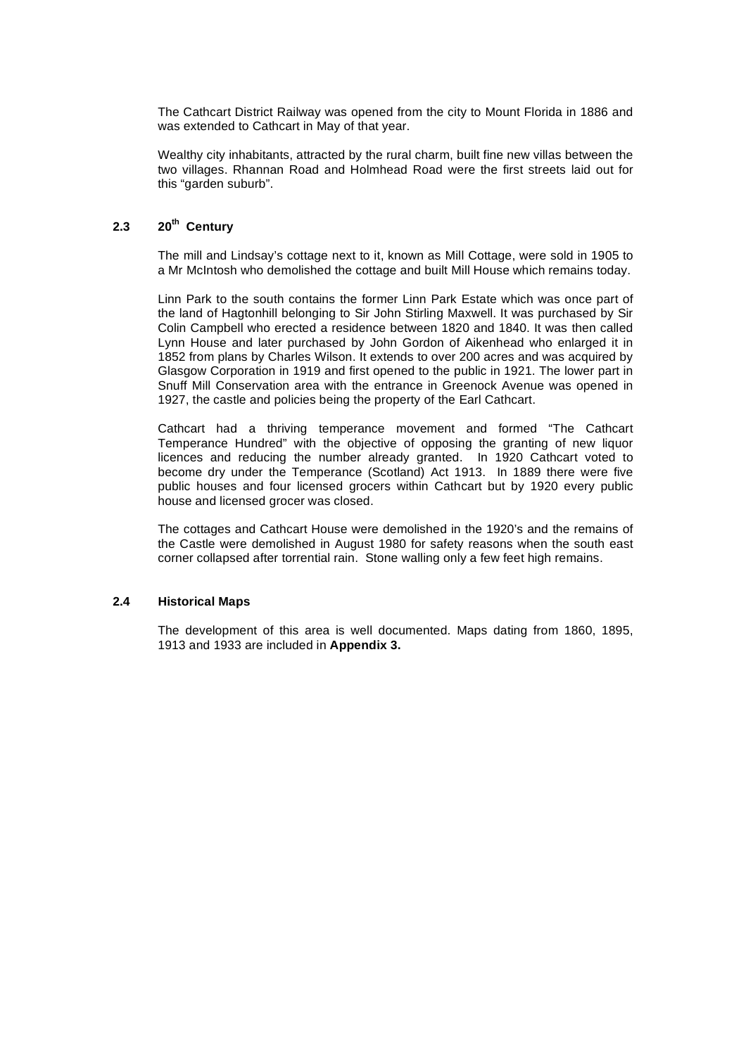The Cathcart District Railway was opened from the city to Mount Florida in 1886 and was extended to Cathcart in May of that year.

Wealthy city inhabitants, attracted by the rural charm, built fine new villas between the two villages. Rhannan Road and Holmhead Road were the first streets laid out for this "garden suburb".

## 2.3 20th Century

The mill and Lindsay's cottage next to it, known as Mill Cottage, were sold in 1905 to a Mr McIntosh who demolished the cottage and built Mill House which remains today.

Linn Park to the south contains the former Linn Park Estate which was once part of the land of Hagtonhill belonging to Sir John Stirling Maxwell. It was purchased by Sir Colin Campbell who erected a residence between 1820 and 1840. It was then called Lynn House and later purchased by John Gordon of Aikenhead who enlarged it in 1852 from plans by Charles Wilson. It extends to over 200 acres and was acquired by Glasgow Corporation in 1919 and first opened to the public in 1921. The lower part in Snuff Mill Conservation area with the entrance in Greenock Avenue was opened in 1927, the castle and policies being the property of the Earl Cathcart.

Cathcart had a thriving temperance movement and formed "The Cathcart Temperance Hundred" with the objective of opposing the granting of new liquor licences and reducing the number already granted. In 1920 Cathcart voted to become dry under the Temperance (Scotland) Act 1913. In 1889 there were five public houses and four licensed grocers within Cathcart but by 1920 every public house and licensed grocer was closed.

The cottages and Cathcart House were demolished in the 1920's and the remains of the Castle were demolished in August 1980 for safety reasons when the south east corner collapsed after torrential rain. Stone walling only a few feet high remains.

## 2.4 Historical Maps

The development of this area is well documented. Maps dating from 1860, 1895, 1913 and 1933 are included in **Appendix 3.**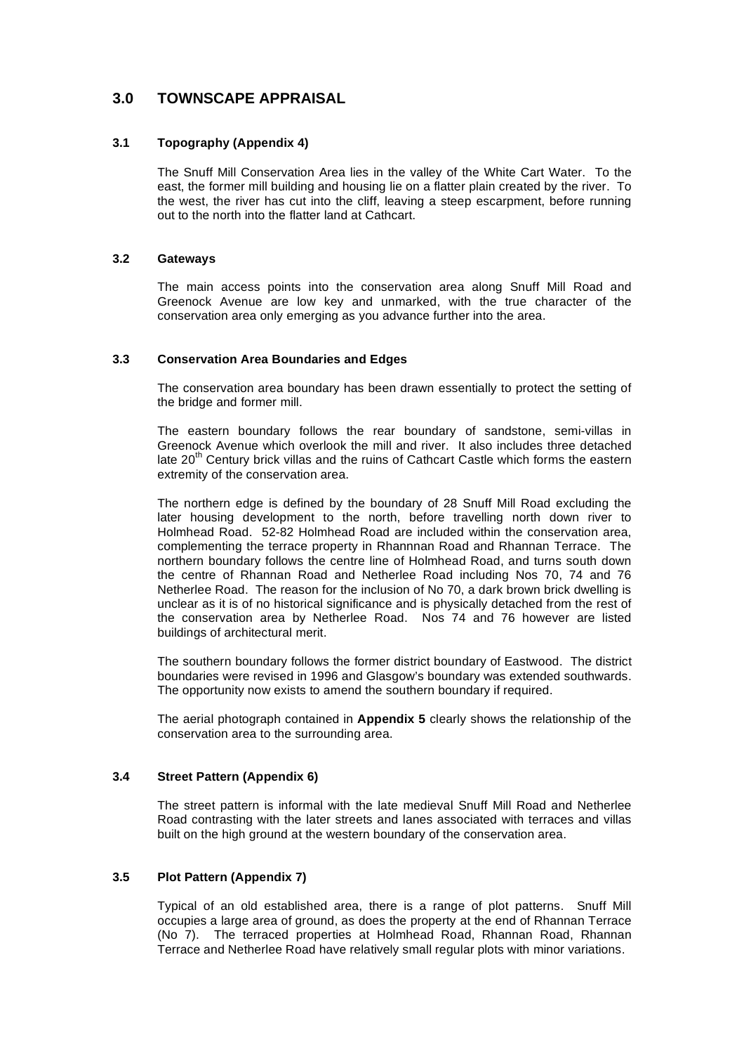# 3.0 TOWNSCAPE APPRAISAL

## 3.1 Topography (Appendix 4)

The Snuff Mill Conservation Area lies in the valley of the White Cart Water. To the east, the former mill building and housing lie on a flatter plain created by the river. To the west, the river has cut into the cliff, leaving a steep escarpment, before running out to the north into the flatter land at Cathcart.

## 3.2 Gateways

The main access points into the conservation area along Snuff Mill Road and Greenock Avenue are low key and unmarked, with the true character of the conservation area only emerging as you advance further into the area.

## 3.3 Conservation Area Boundaries and Edges

The conservation area boundary has been drawn essentially to protect the setting of the bridge and former mill.

The eastern boundary follows the rear boundary of sandstone, semi-villas in Greenock Avenue which overlook the mill and river. It also includes three detached late 20th Century brick villas and the ruins of Cathcart Castle which forms the eastern extremity of the conservation area.

The northern edge is defined by the boundary of 28 Snuff Mill Road excluding the later housing development to the north, before travelling north down river to Holmhead Road. 52-82 Holmhead Road are included within the conservation area, complementing the terrace property in Rhannnan Road and Rhannan Terrace. The northern boundary follows the centre line of Holmhead Road, and turns south down the centre of Rhannan Road and Netherlee Road including Nos 70, 74 and 76 Netherlee Road. The reason for the inclusion of No 70, a dark brown brick dwelling is unclear as it is of no historical significance and is physically detached from the rest of the conservation area by Netherlee Road. Nos 74 and 76 however are listed buildings of architectural merit.

The southern boundary follows the former district boundary of Eastwood. The district boundaries were revised in 1996 and Glasgow's boundary was extended southwards. The opportunity now exists to amend the southern boundary if required.

The aerial photograph contained in **Appendix 5** clearly shows the relationship of the conservation area to the surrounding area.

## 3.4 Street Pattern (Appendix 6)

The street pattern is informal with the late medieval Snuff Mill Road and Netherlee Road contrasting with the later streets and lanes associated with terraces and villas built on the high ground at the western boundary of the conservation area.

## 3.5 Plot Pattern (Appendix 7)

Typical of an old established area, there is a range of plot patterns. Snuff Mill occupies a large area of ground, as does the property at the end of Rhannan Terrace (No 7). The terraced properties at Holmhead Road, Rhannan Road, Rhannan Terrace and Netherlee Road have relatively small regular plots with minor variations.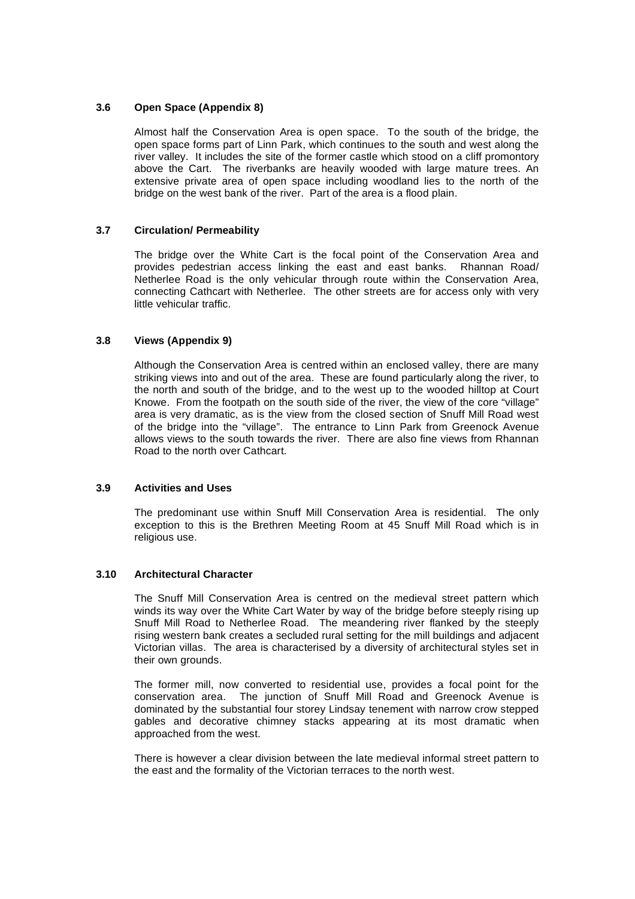### 3.6 Open Space (Appendix 8)

Almost half the Conservation Area is open space. To the south of the bridge, the open space forms part of Linn Park, which continues to the south and west along the river valley. It includes the site of the former castle which stood on a cliff promontory above the Cart. The riverbanks are heavily wooded with large mature trees. An extensive private area of open space including woodland lies to the north of the bridge on the west bank of the river. Part of the area is a flood plain.

### 3.7 Circulation/ Permeability

The bridge over the White Cart is the focal point of the Conservation Area and provides pedestrian access linking the east and east banks. Rhannan Road/ Netherlee Road is the only vehicular through route within the Conservation Area, connecting Cathcart with Netherlee. The other streets are for access only with very little vehicular traffic.

### 3.8 Views (Appendix 9)

Although the Conservation Area is centred within an enclosed valley, there are many striking views into and out of the area. These are found particularly along the river, to the north and south of the bridge, and to the west up to the wooded hilltop at Court Knowe. From the footpath on the south side of the river, the view of the core "village" area is very dramatic, as is the view from the closed section of Snuff Mill Road west of the bridge into the "village". The entrance to Linn Park from Greenock Avenue allows views to the south towards the river. There are also fine views from Rhannan Road to the north over Cathcart.

### 3.9 Activities and Uses

The predominant use within Snuff Mill Conservation Area is residential. The only exception to this is the Brethren Meeting Room at 45 Snuff Mill Road which is in religious use.

### 3.10 Architectural Character

The Snuff Mill Conservation Area is centred on the medieval street pattern which winds its way over the White Cart Water by way of the bridge before steeply rising up Snuff Mill Road to Netherlee Road. The meandering river flanked by the steeply rising western bank creates a secluded rural setting for the mill buildings and adjacent Victorian villas. The area is characterised by a diversity of architectural styles set in their own grounds.

The former mill, now converted to residential use, provides a focal point for the conservation area. The junction of Snuff Mill Road and Greenock Avenue is dominated by the substantial four storey Lindsay tenement with narrow crow stepped gables and decorative chimney stacks appearing at its most dramatic when approached from the west.

There is however a clear division between the late medieval informal street pattern to the east and the formality of the Victorian terraces to the north west.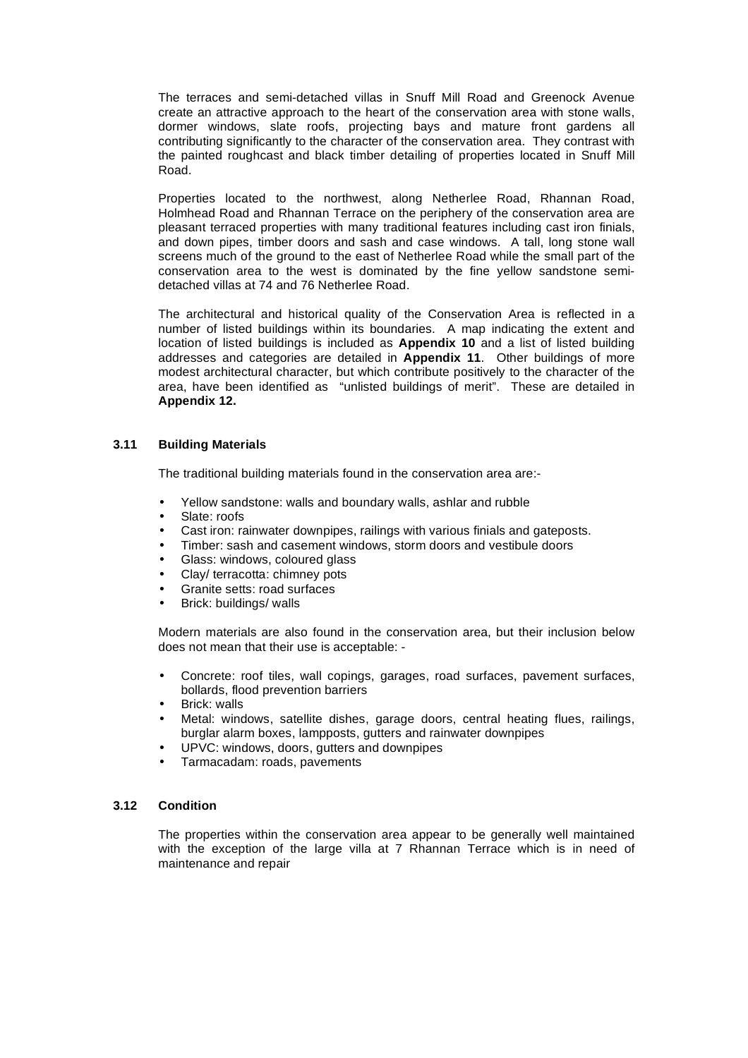The terraces and semi-detached villas in Snuff Mill Road and Greenock Avenue create an attractive approach to the heart of the conservation area with stone walls, dormer windows, slate roofs, projecting bays and mature front gardens all contributing significantly to the character of the conservation area. They contrast with the painted roughcast and black timber detailing of properties located in Snuff Mill Road.

Properties located to the northwest, along Netherlee Road, Rhannan Road, Holmhead Road and Rhannan Terrace on the periphery of the conservation area are pleasant terraced properties with many traditional features including cast iron finials, and down pipes, timber doors and sash and case windows. A tall, long stone wall screens much of the ground to the east of Netherlee Road while the small part of the conservation area to the west is dominated by the fine yellow sandstone semi-detached villas at 74 and 76 Netherlee Road.

The architectural and historical quality of the Conservation Area is reflected in a number of listed buildings within its boundaries. A map indicating the extent and location of listed buildings is included as **Appendix 10** and a list of listed building addresses and categories are detailed in **Appendix 11**. Other buildings of more modest architectural character, but which contribute positively to the character of the area, have been identified as "unlisted buildings of merit". These are detailed in **Appendix 12.**

### 3.11 Building Materials

The traditional building materials found in the conservation area are:-

- Yellow sandstone: walls and boundary walls, ashlar and rubble
- Slate: roofs
- Cast iron: rainwater downpipes, railings with various finials and gateposts.
- Timber: sash and casement windows, storm doors and vestibule doors
- Glass: windows, coloured glass
- Clay/ terracotta: chimney pots
- Granite setts: road surfaces
- Brick: buildings/ walls

Modern materials are also found in the conservation area, but their inclusion below does not mean that their use is acceptable: -

- Concrete: roof tiles, wall copings, garages, road surfaces, pavement surfaces, bollards, flood prevention barriers
- Brick: walls
- Metal: windows, satellite dishes, garage doors, central heating flues, railings, burglar alarm boxes, lampposts, gutters and rainwater downpipes
- UPVC: windows, doors, gutters and downpipes
- Tarmacadam: roads, pavements

### 3.12 Condition

The properties within the conservation area appear to be generally well maintained with the exception of the large villa at 7 Rhannan Terrace which is in need of maintenance and repair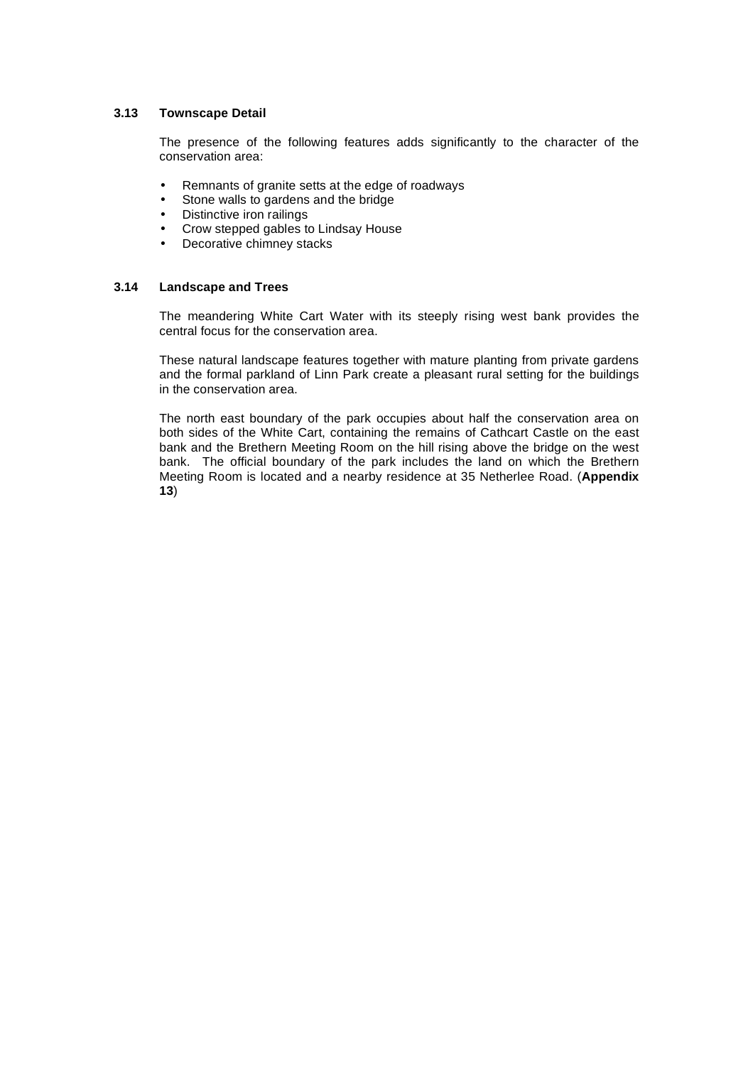### 3.13 Townscape Detail

The presence of the following features adds significantly to the character of the conservation area:

- Remnants of granite setts at the edge of roadways
- Stone walls to gardens and the bridge
- Distinctive iron railings
- Crow stepped gables to Lindsay House
- Decorative chimney stacks

### 3.14 Landscape and Trees

The meandering White Cart Water with its steeply rising west bank provides the central focus for the conservation area.

These natural landscape features together with mature planting from private gardens and the formal parkland of Linn Park create a pleasant rural setting for the buildings in the conservation area.

The north east boundary of the park occupies about half the conservation area on both sides of the White Cart, containing the remains of Cathcart Castle on the east bank and the Brethern Meeting Room on the hill rising above the bridge on the west bank. The official boundary of the park includes the land on which the Brethern Meeting Room is located and a nearby residence at 35 Netherlee Road. (**Appendix 13**)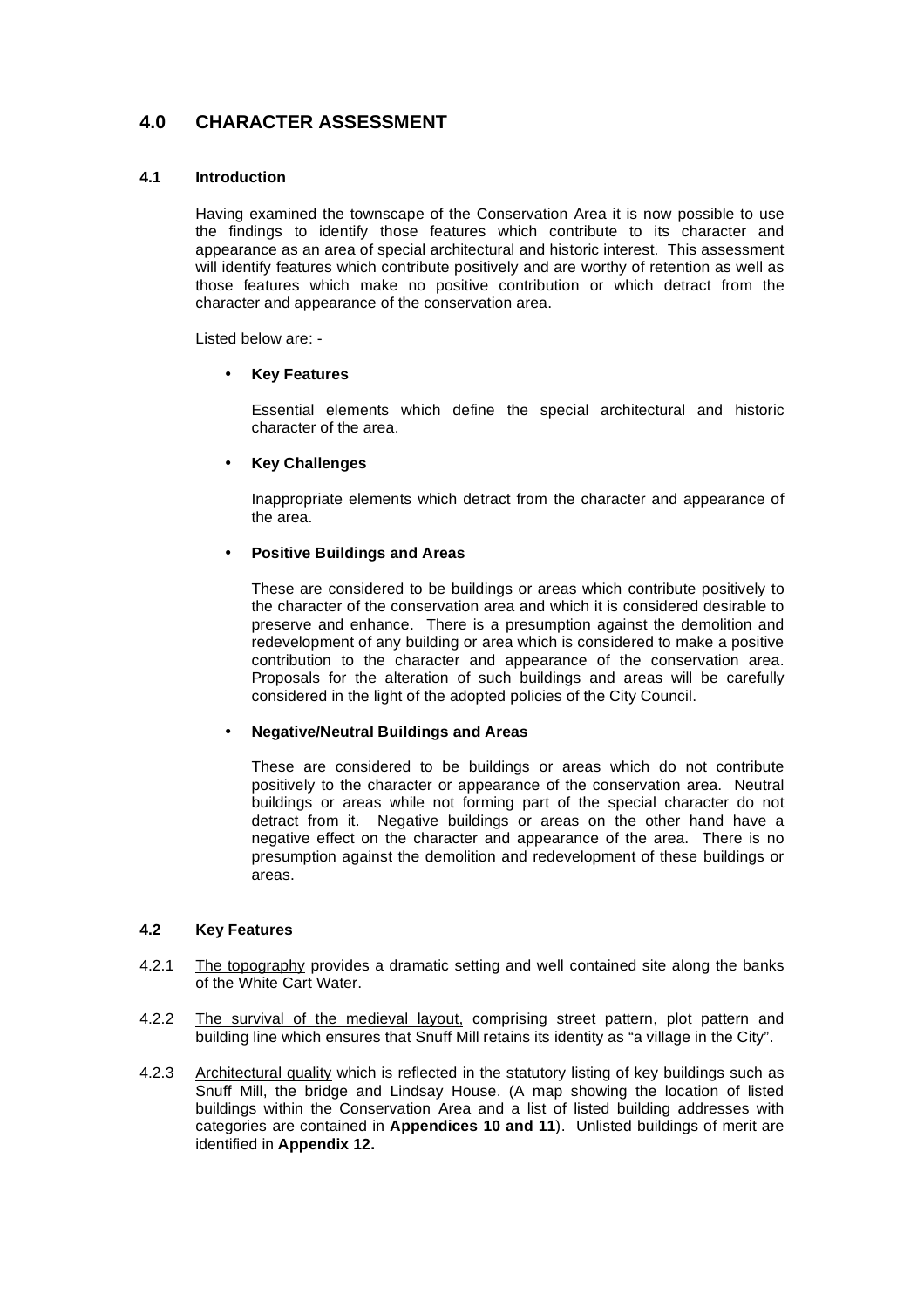## 4.0 CHARACTER ASSESSMENT

### 4.1 Introduction

Having examined the townscape of the Conservation Area it is now possible to use the findings to identify those features which contribute to its character and appearance as an area of special architectural and historic interest. This assessment will identify features which contribute positively and are worthy of retention as well as those features which make no positive contribution or which detract from the character and appearance of the conservation area.

Listed below are: -

- **Key Features**

  Essential elements which define the special architectural and historic character of the area.

- **Key Challenges**

  Inappropriate elements which detract from the character and appearance of the area.

- **Positive Buildings and Areas**

  These are considered to be buildings or areas which contribute positively to the character of the conservation area and which it is considered desirable to preserve and enhance. There is a presumption against the demolition and redevelopment of any building or area which is considered to make a positive contribution to the character and appearance of the conservation area. Proposals for the alteration of such buildings and areas will be carefully considered in the light of the adopted policies of the City Council.

- **Negative/Neutral Buildings and Areas**

  These are considered to be buildings or areas which do not contribute positively to the character or appearance of the conservation area. Neutral buildings or areas while not forming part of the special character do not detract from it. Negative buildings or areas on the other hand have a negative effect on the character and appearance of the area. There is no presumption against the demolition and redevelopment of these buildings or areas.

### 4.2 Key Features

4.2.1 The topography provides a dramatic setting and well contained site along the banks of the White Cart Water.

4.2.2 The survival of the medieval layout, comprising street pattern, plot pattern and building line which ensures that Snuff Mill retains its identity as "a village in the City".

4.2.3 Architectural quality which is reflected in the statutory listing of key buildings such as Snuff Mill, the bridge and Lindsay House. (A map showing the location of listed buildings within the Conservation Area and a list of listed building addresses with categories are contained in **Appendices 10 and 11**). Unlisted buildings of merit are identified in **Appendix 12.**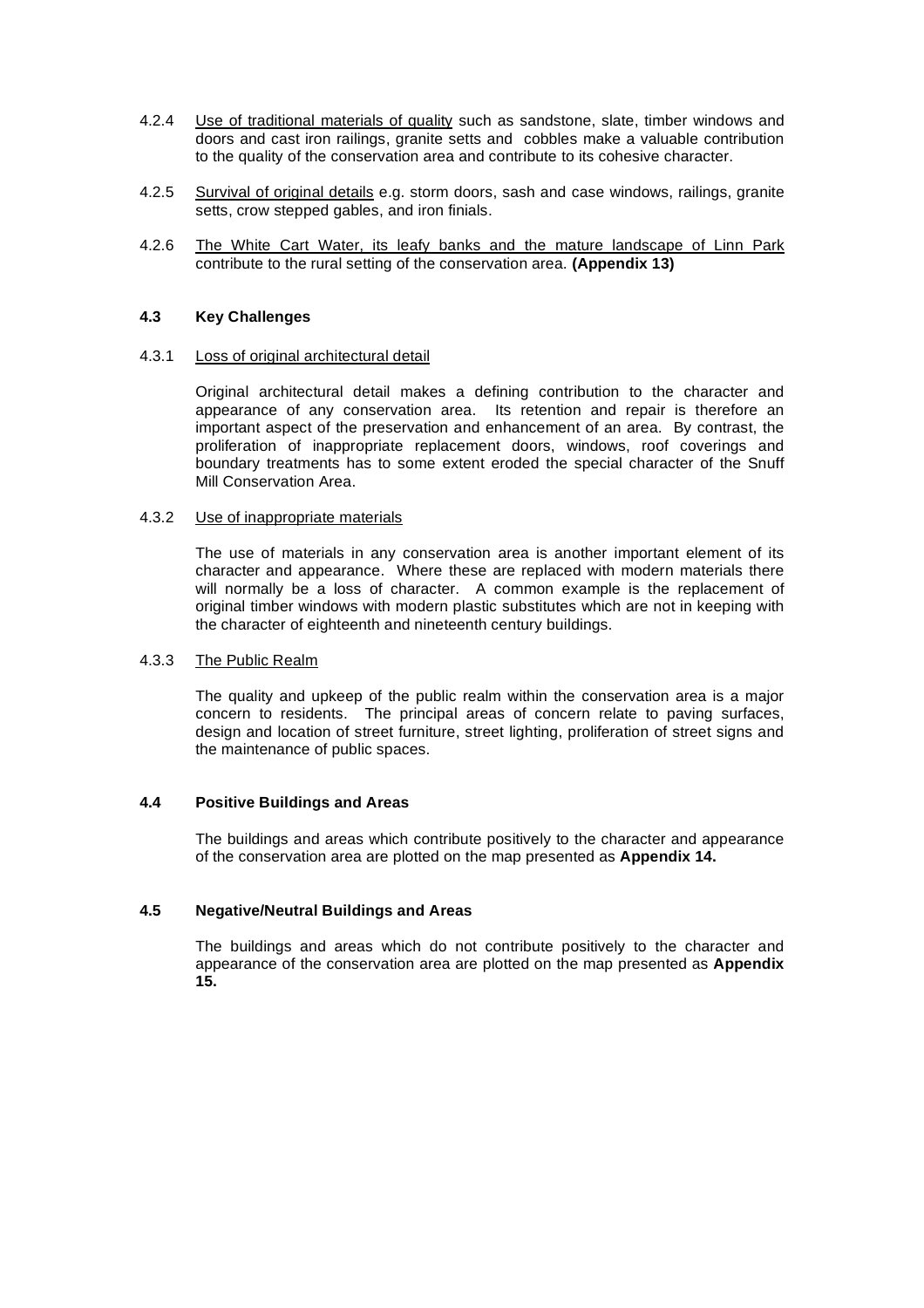4.2.4 Use of traditional materials of quality such as sandstone, slate, timber windows and doors and cast iron railings, granite setts and cobbles make a valuable contribution to the quality of the conservation area and contribute to its cohesive character.

4.2.5 Survival of original details e.g. storm doors, sash and case windows, railings, granite setts, crow stepped gables, and iron finials.

4.2.6 The White Cart Water, its leafy banks and the mature landscape of Linn Park contribute to the rural setting of the conservation area. **(Appendix 13)**

### 4.3 Key Challenges

4.3.1 Loss of original architectural detail

Original architectural detail makes a defining contribution to the character and appearance of any conservation area. Its retention and repair is therefore an important aspect of the preservation and enhancement of an area. By contrast, the proliferation of inappropriate replacement doors, windows, roof coverings and boundary treatments has to some extent eroded the special character of the Snuff Mill Conservation Area.

4.3.2 Use of inappropriate materials

The use of materials in any conservation area is another important element of its character and appearance. Where these are replaced with modern materials there will normally be a loss of character. A common example is the replacement of original timber windows with modern plastic substitutes which are not in keeping with the character of eighteenth and nineteenth century buildings.

4.3.3 The Public Realm

The quality and upkeep of the public realm within the conservation area is a major concern to residents. The principal areas of concern relate to paving surfaces, design and location of street furniture, street lighting, proliferation of street signs and the maintenance of public spaces.

### 4.4 Positive Buildings and Areas

The buildings and areas which contribute positively to the character and appearance of the conservation area are plotted on the map presented as **Appendix 14.**

### 4.5 Negative/Neutral Buildings and Areas

The buildings and areas which do not contribute positively to the character and appearance of the conservation area are plotted on the map presented as **Appendix 15.**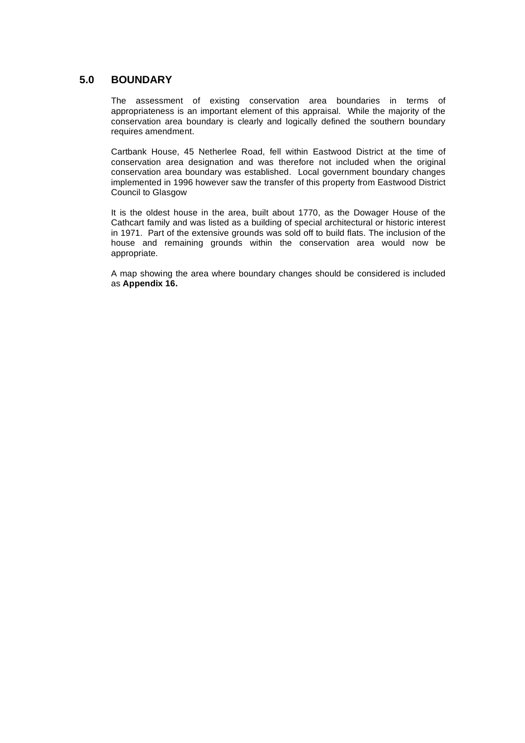## 5.0 BOUNDARY

The assessment of existing conservation area boundaries in terms of appropriateness is an important element of this appraisal. While the majority of the conservation area boundary is clearly and logically defined the southern boundary requires amendment.

Cartbank House, 45 Netherlee Road, fell within Eastwood District at the time of conservation area designation and was therefore not included when the original conservation area boundary was established. Local government boundary changes implemented in 1996 however saw the transfer of this property from Eastwood District Council to Glasgow

It is the oldest house in the area, built about 1770, as the Dowager House of the Cathcart family and was listed as a building of special architectural or historic interest in 1971. Part of the extensive grounds was sold off to build flats. The inclusion of the house and remaining grounds within the conservation area would now be appropriate.

A map showing the area where boundary changes should be considered is included as **Appendix 16.**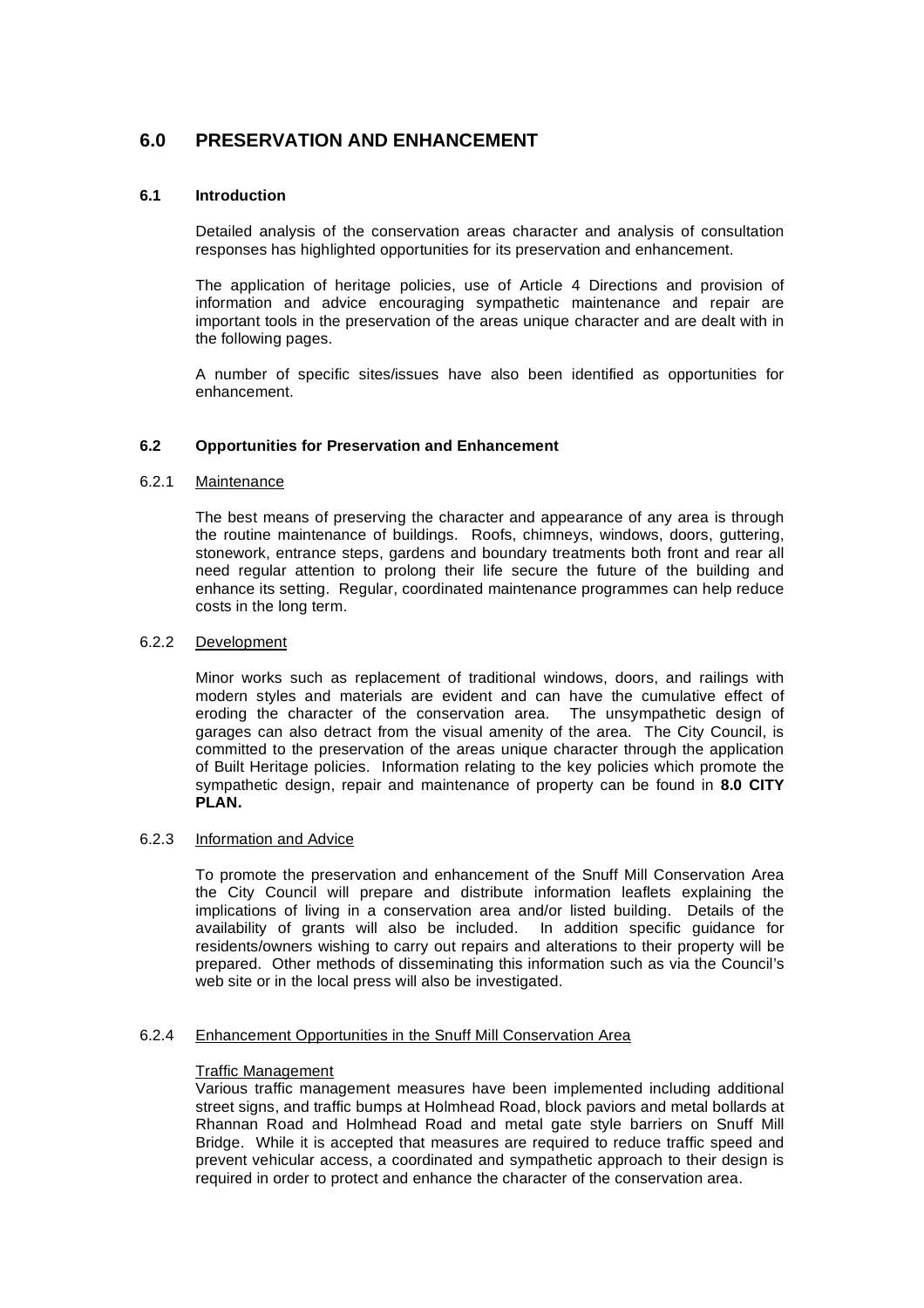# 6.0 PRESERVATION AND ENHANCEMENT

## 6.1 Introduction

Detailed analysis of the conservation areas character and analysis of consultation responses has highlighted opportunities for its preservation and enhancement.

The application of heritage policies, use of Article 4 Directions and provision of information and advice encouraging sympathetic maintenance and repair are important tools in the preservation of the areas unique character and are dealt with in the following pages.

A number of specific sites/issues have also been identified as opportunities for enhancement.

## 6.2 Opportunities for Preservation and Enhancement

### 6.2.1 Maintenance

The best means of preserving the character and appearance of any area is through the routine maintenance of buildings. Roofs, chimneys, windows, doors, guttering, stonework, entrance steps, gardens and boundary treatments both front and rear all need regular attention to prolong their life secure the future of the building and enhance its setting. Regular, coordinated maintenance programmes can help reduce costs in the long term.

### 6.2.2 Development

Minor works such as replacement of traditional windows, doors, and railings with modern styles and materials are evident and can have the cumulative effect of eroding the character of the conservation area. The unsympathetic design of garages can also detract from the visual amenity of the area. The City Council, is committed to the preservation of the areas unique character through the application of Built Heritage policies. Information relating to the key policies which promote the sympathetic design, repair and maintenance of property can be found in **8.0 CITY PLAN.**

### 6.2.3 Information and Advice

To promote the preservation and enhancement of the Snuff Mill Conservation Area the City Council will prepare and distribute information leaflets explaining the implications of living in a conservation area and/or listed building. Details of the availability of grants will also be included. In addition specific guidance for residents/owners wishing to carry out repairs and alterations to their property will be prepared. Other methods of disseminating this information such as via the Council's web site or in the local press will also be investigated.

### 6.2.4 Enhancement Opportunities in the Snuff Mill Conservation Area

Traffic Management

Various traffic management measures have been implemented including additional street signs, and traffic bumps at Holmhead Road, block paviors and metal bollards at Rhannan Road and Holmhead Road and metal gate style barriers on Snuff Mill Bridge. While it is accepted that measures are required to reduce traffic speed and prevent vehicular access, a coordinated and sympathetic approach to their design is required in order to protect and enhance the character of the conservation area.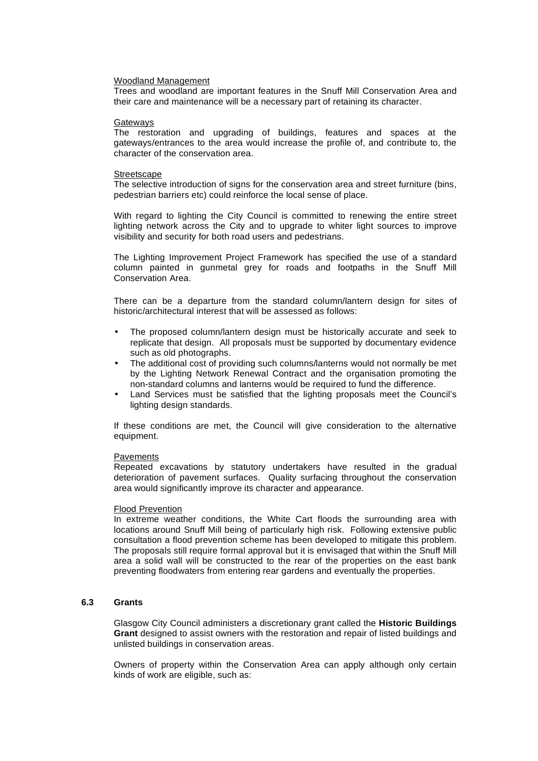Woodland Management

Trees and woodland are important features in the Snuff Mill Conservation Area and their care and maintenance will be a necessary part of retaining its character.

Gateways

The restoration and upgrading of buildings, features and spaces at the gateways/entrances to the area would increase the profile of, and contribute to, the character of the conservation area.

Streetscape

The selective introduction of signs for the conservation area and street furniture (bins, pedestrian barriers etc) could reinforce the local sense of place.

With regard to lighting the City Council is committed to renewing the entire street lighting network across the City and to upgrade to whiter light sources to improve visibility and security for both road users and pedestrians.

The Lighting Improvement Project Framework has specified the use of a standard column painted in gunmetal grey for roads and footpaths in the Snuff Mill Conservation Area.

There can be a departure from the standard column/lantern design for sites of historic/architectural interest that will be assessed as follows:

- The proposed column/lantern design must be historically accurate and seek to replicate that design. All proposals must be supported by documentary evidence such as old photographs.
- The additional cost of providing such columns/lanterns would not normally be met by the Lighting Network Renewal Contract and the organisation promoting the non-standard columns and lanterns would be required to fund the difference.
- Land Services must be satisfied that the lighting proposals meet the Council's lighting design standards.

If these conditions are met, the Council will give consideration to the alternative equipment.

Pavements

Repeated excavations by statutory undertakers have resulted in the gradual deterioration of pavement surfaces. Quality surfacing throughout the conservation area would significantly improve its character and appearance.

Flood Prevention

In extreme weather conditions, the White Cart floods the surrounding area with locations around Snuff Mill being of particularly high risk. Following extensive public consultation a flood prevention scheme has been developed to mitigate this problem. The proposals still require formal approval but it is envisaged that within the Snuff Mill area a solid wall will be constructed to the rear of the properties on the east bank preventing floodwaters from entering rear gardens and eventually the properties.

### 6.3 Grants

Glasgow City Council administers a discretionary grant called the **Historic Buildings Grant** designed to assist owners with the restoration and repair of listed buildings and unlisted buildings in conservation areas.

Owners of property within the Conservation Area can apply although only certain kinds of work are eligible, such as: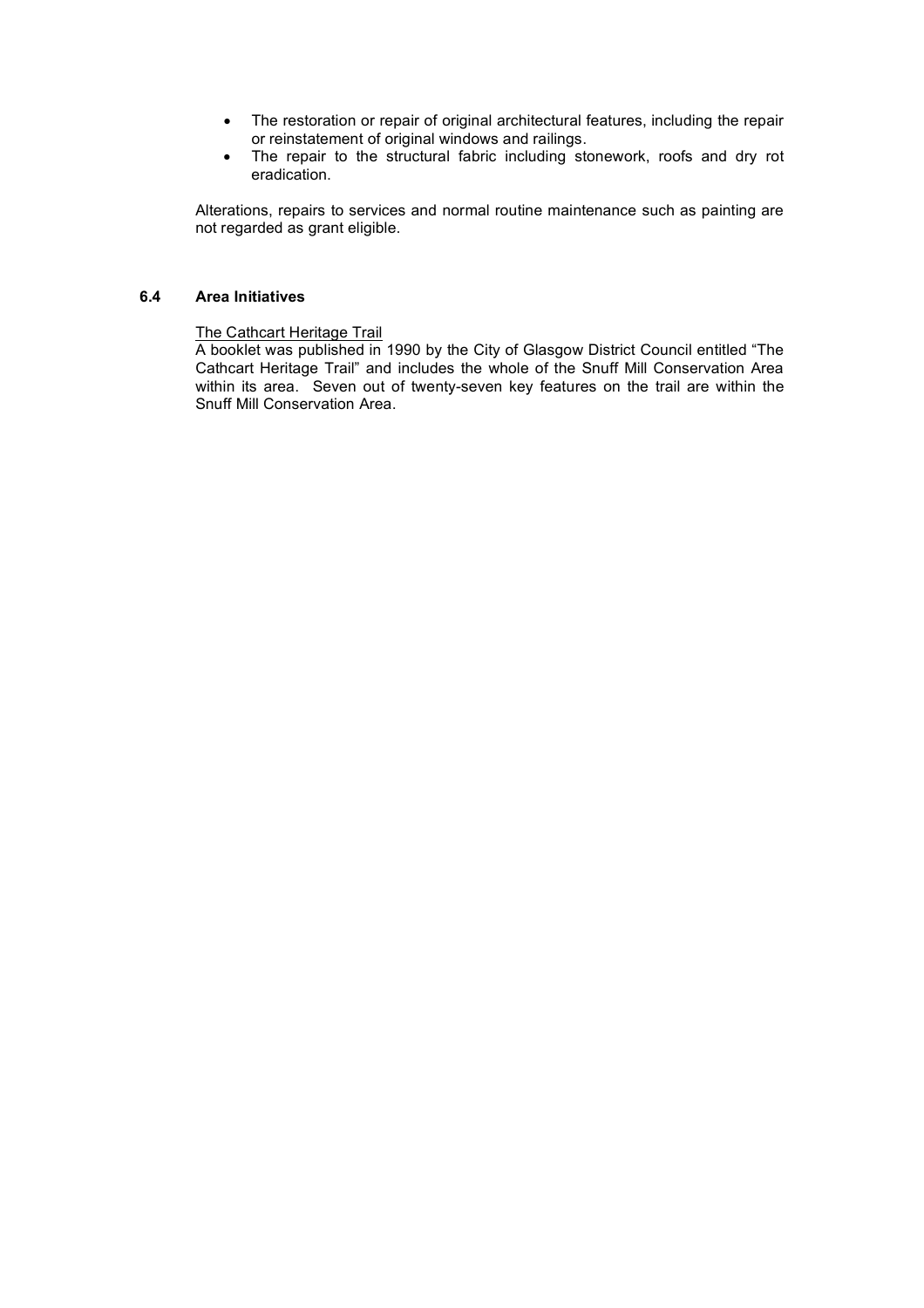- The restoration or repair of original architectural features, including the repair or reinstatement of original windows and railings.
- The repair to the structural fabric including stonework, roofs and dry rot eradication.

Alterations, repairs to services and normal routine maintenance such as painting are not regarded as grant eligible.

### 6.4 Area Initiatives

The Cathcart Heritage Trail

A booklet was published in 1990 by the City of Glasgow District Council entitled "The Cathcart Heritage Trail" and includes the whole of the Snuff Mill Conservation Area within its area. Seven out of twenty-seven key features on the trail are within the Snuff Mill Conservation Area.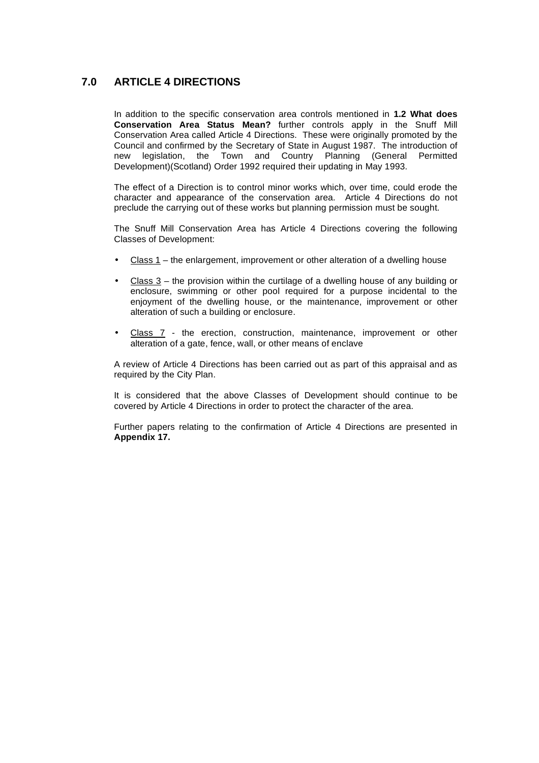## 7.0 ARTICLE 4 DIRECTIONS

In addition to the specific conservation area controls mentioned in **1.2 What does Conservation Area Status Mean?** further controls apply in the Snuff Mill Conservation Area called Article 4 Directions. These were originally promoted by the Council and confirmed by the Secretary of State in August 1987. The introduction of new legislation, the Town and Country Planning (General Permitted Development)(Scotland) Order 1992 required their updating in May 1993.

The effect of a Direction is to control minor works which, over time, could erode the character and appearance of the conservation area. Article 4 Directions do not preclude the carrying out of these works but planning permission must be sought.

The Snuff Mill Conservation Area has Article 4 Directions covering the following Classes of Development:

- <u>Class 1</u> – the enlargement, improvement or other alteration of a dwelling house
- <u>Class 3</u> – the provision within the curtilage of a dwelling house of any building or enclosure, swimming or other pool required for a purpose incidental to the enjoyment of the dwelling house, or the maintenance, improvement or other alteration of such a building or enclosure.
- <u>Class 7</u> - the erection, construction, maintenance, improvement or other alteration of a gate, fence, wall, or other means of enclave

A review of Article 4 Directions has been carried out as part of this appraisal and as required by the City Plan.

It is considered that the above Classes of Development should continue to be covered by Article 4 Directions in order to protect the character of the area.

Further papers relating to the confirmation of Article 4 Directions are presented in **Appendix 17.**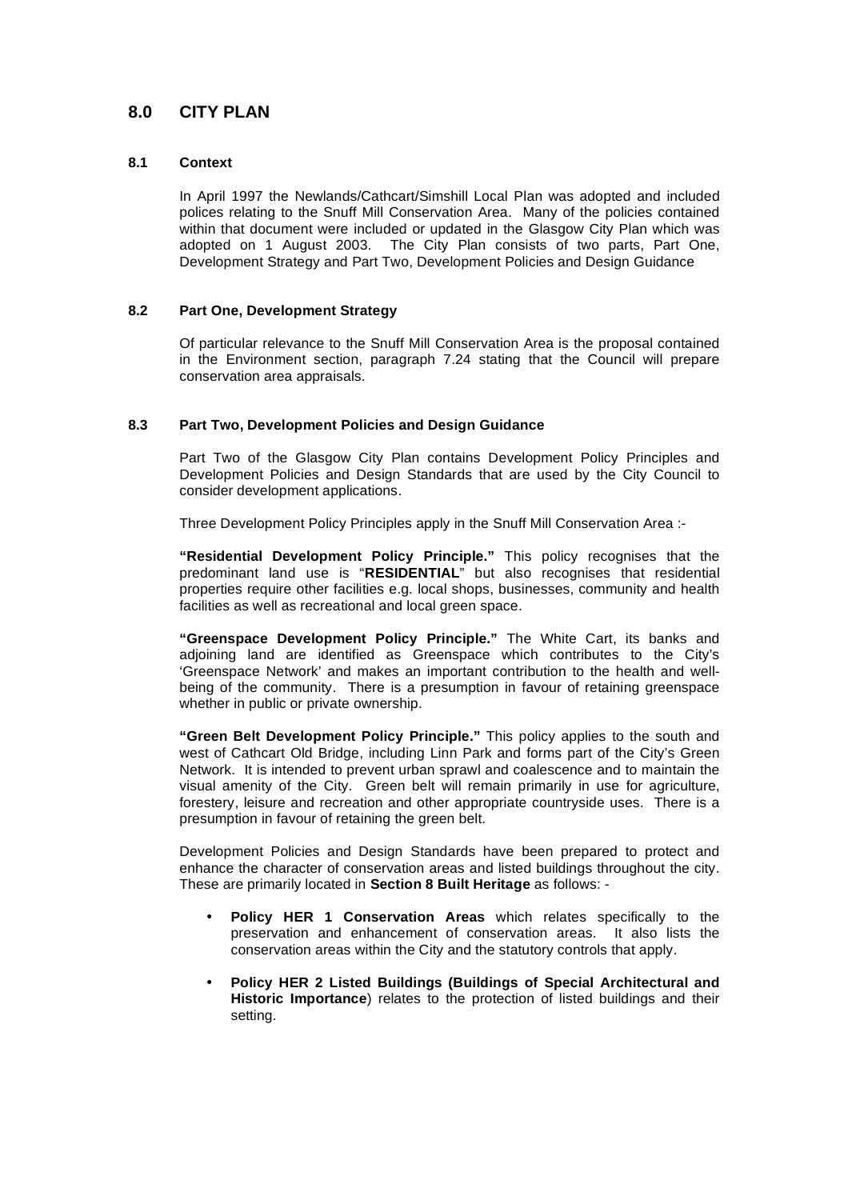## 8.0 CITY PLAN

### 8.1 Context

In April 1997 the Newlands/Cathcart/Simshill Local Plan was adopted and included polices relating to the Snuff Mill Conservation Area. Many of the policies contained within that document were included or updated in the Glasgow City Plan which was adopted on 1 August 2003. The City Plan consists of two parts, Part One, Development Strategy and Part Two, Development Policies and Design Guidance

### 8.2 Part One, Development Strategy

Of particular relevance to the Snuff Mill Conservation Area is the proposal contained in the Environment section, paragraph 7.24 stating that the Council will prepare conservation area appraisals.

### 8.3 Part Two, Development Policies and Design Guidance

Part Two of the Glasgow City Plan contains Development Policy Principles and Development Policies and Design Standards that are used by the City Council to consider development applications.

Three Development Policy Principles apply in the Snuff Mill Conservation Area :-

**"Residential Development Policy Principle."** This policy recognises that the predominant land use is "**RESIDENTIAL**" but also recognises that residential properties require other facilities e.g. local shops, businesses, community and health facilities as well as recreational and local green space.

**"Greenspace Development Policy Principle."** The White Cart, its banks and adjoining land are identified as Greenspace which contributes to the City's 'Greenspace Network' and makes an important contribution to the health and well-being of the community. There is a presumption in favour of retaining greenspace whether in public or private ownership.

**"Green Belt Development Policy Principle."** This policy applies to the south and west of Cathcart Old Bridge, including Linn Park and forms part of the City's Green Network. It is intended to prevent urban sprawl and coalescence and to maintain the visual amenity of the City. Green belt will remain primarily in use for agriculture, forestery, leisure and recreation and other appropriate countryside uses. There is a presumption in favour of retaining the green belt.

Development Policies and Design Standards have been prepared to protect and enhance the character of conservation areas and listed buildings throughout the city. These are primarily located in **Section 8 Built Heritage** as follows: -

- **Policy HER 1 Conservation Areas** which relates specifically to the preservation and enhancement of conservation areas. It also lists the conservation areas within the City and the statutory controls that apply.
- **Policy HER 2 Listed Buildings (Buildings of Special Architectural and Historic Importance**) relates to the protection of listed buildings and their setting.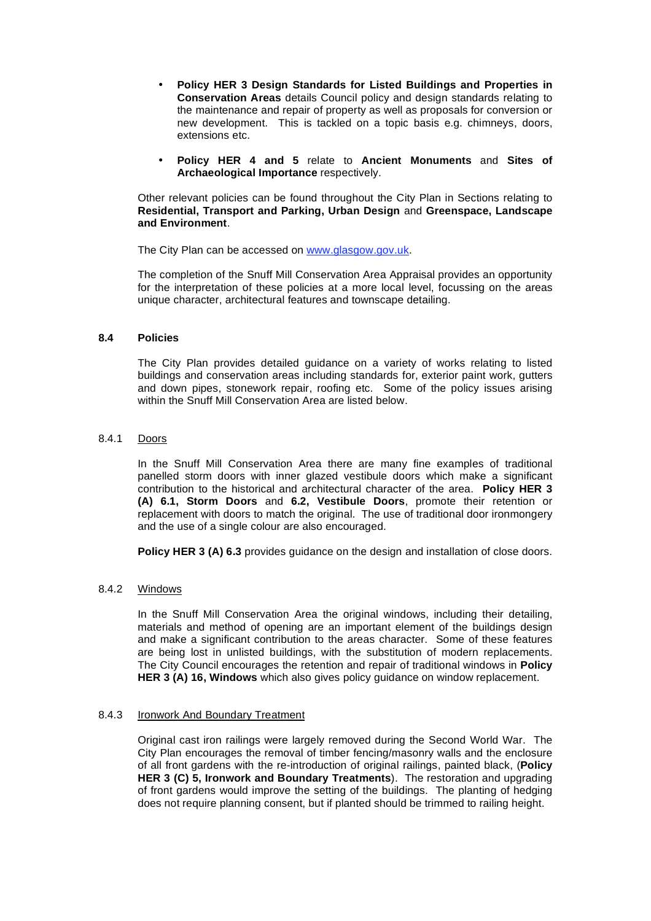- **Policy HER 3 Design Standards for Listed Buildings and Properties in Conservation Areas** details Council policy and design standards relating to the maintenance and repair of property as well as proposals for conversion or new development. This is tackled on a topic basis e.g. chimneys, doors, extensions etc.

- **Policy HER 4 and 5** relate to **Ancient Monuments** and **Sites of Archaeological Importance** respectively.

Other relevant policies can be found throughout the City Plan in Sections relating to **Residential, Transport and Parking, Urban Design** and **Greenspace, Landscape and Environment**.

The City Plan can be accessed on [www.glasgow.gov.uk](http://www.glasgow.gov.uk).

The completion of the Snuff Mill Conservation Area Appraisal provides an opportunity for the interpretation of these policies at a more local level, focussing on the areas unique character, architectural features and townscape detailing.

### 8.4 Policies

The City Plan provides detailed guidance on a variety of works relating to listed buildings and conservation areas including standards for, exterior paint work, gutters and down pipes, stonework repair, roofing etc. Some of the policy issues arising within the Snuff Mill Conservation Area are listed below.

#### 8.4.1 Doors

In the Snuff Mill Conservation Area there are many fine examples of traditional panelled storm doors with inner glazed vestibule doors which make a significant contribution to the historical and architectural character of the area. **Policy HER 3 (A) 6.1, Storm Doors** and **6.2, Vestibule Doors**, promote their retention or replacement with doors to match the original. The use of traditional door ironmongery and the use of a single colour are also encouraged.

**Policy HER 3 (A) 6.3** provides guidance on the design and installation of close doors.

#### 8.4.2 Windows

In the Snuff Mill Conservation Area the original windows, including their detailing, materials and method of opening are an important element of the buildings design and make a significant contribution to the areas character. Some of these features are being lost in unlisted buildings, with the substitution of modern replacements. The City Council encourages the retention and repair of traditional windows in **Policy HER 3 (A) 16, Windows** which also gives policy guidance on window replacement.

#### 8.4.3 Ironwork And Boundary Treatment

Original cast iron railings were largely removed during the Second World War. The City Plan encourages the removal of timber fencing/masonry walls and the enclosure of all front gardens with the re-introduction of original railings, painted black, (**Policy HER 3 (C) 5, Ironwork and Boundary Treatments**). The restoration and upgrading of front gardens would improve the setting of the buildings. The planting of hedging does not require planning consent, but if planted should be trimmed to railing height.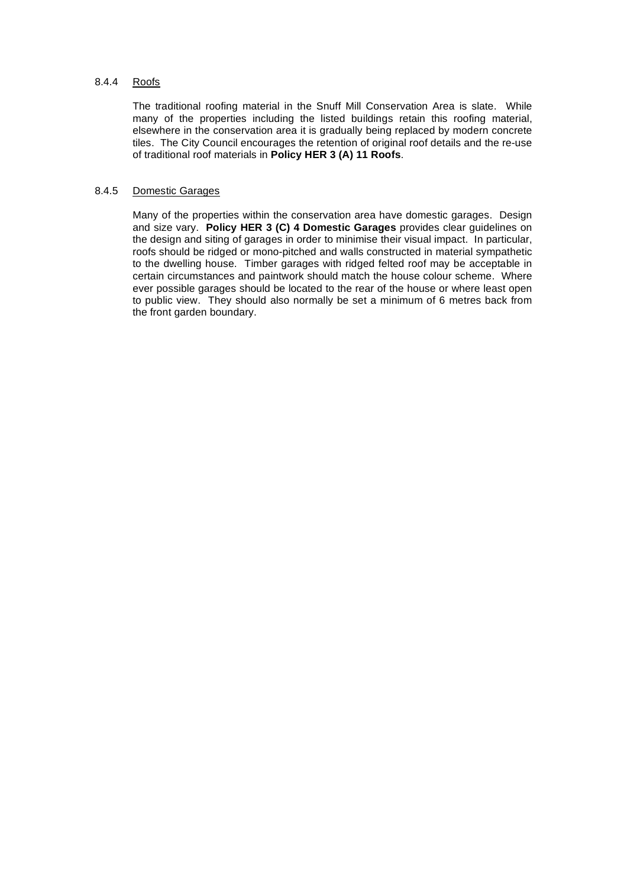#### 8.4.4 <u>Roofs</u>

The traditional roofing material in the Snuff Mill Conservation Area is slate. While many of the properties including the listed buildings retain this roofing material, elsewhere in the conservation area it is gradually being replaced by modern concrete tiles. The City Council encourages the retention of original roof details and the re-use of traditional roof materials in **Policy HER 3 (A) 11 Roofs**.

#### 8.4.5 <u>Domestic Garages</u>

Many of the properties within the conservation area have domestic garages. Design and size vary. **Policy HER 3 (C) 4 Domestic Garages** provides clear guidelines on the design and siting of garages in order to minimise their visual impact. In particular, roofs should be ridged or mono-pitched and walls constructed in material sympathetic to the dwelling house. Timber garages with ridged felted roof may be acceptable in certain circumstances and paintwork should match the house colour scheme. Where ever possible garages should be located to the rear of the house or where least open to public view. They should also normally be set a minimum of 6 metres back from the front garden boundary.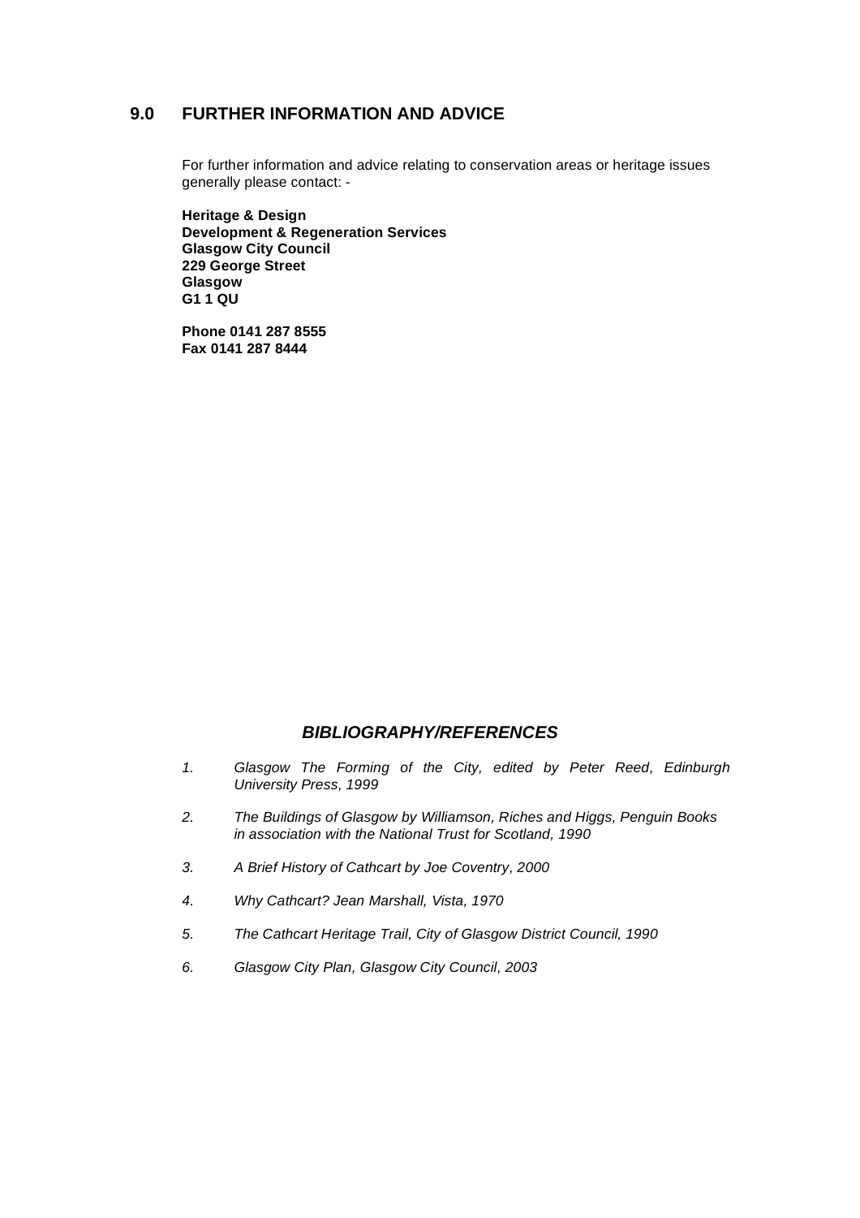## 9.0 FURTHER INFORMATION AND ADVICE

For further information and advice relating to conservation areas or heritage issues generally please contact: -

**Heritage & Design**
**Development & Regeneration Services**
**Glasgow City Council**
**229 George Street**
**Glasgow**
**G1 1 QU**

**Phone 0141 287 8555**
**Fax 0141 287 8444**

### *BIBLIOGRAPHY/REFERENCES*

1. *Glasgow The Forming of the City, edited by Peter Reed, Edinburgh University Press, 1999*

2. *The Buildings of Glasgow by Williamson, Riches and Higgs, Penguin Books in association with the National Trust for Scotland, 1990*

3. *A Brief History of Cathcart by Joe Coventry, 2000*

4. *Why Cathcart? Jean Marshall, Vista, 1970*

5. *The Cathcart Heritage Trail, City of Glasgow District Council, 1990*

6. *Glasgow City Plan, Glasgow City Council, 2003*